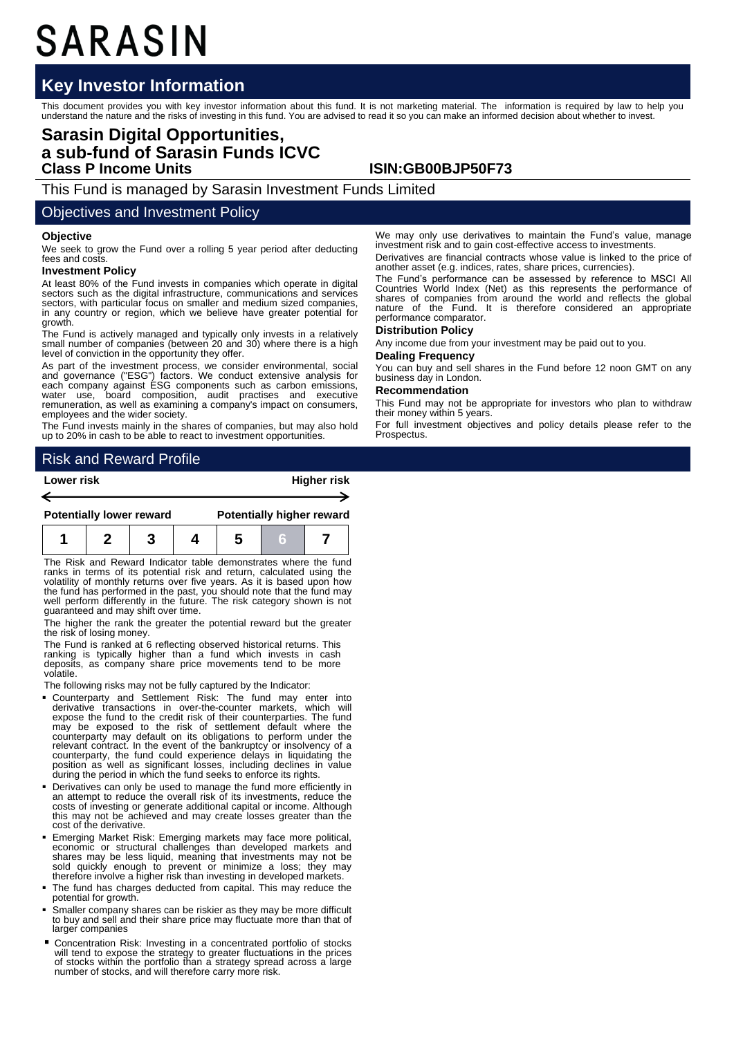# SARASIN

## Key Investor Information

This document provides you with key investor information about this fund. It is not marketing material. The information is required by law to help you understand the nature and the risks of investing in this fund. You are advised to read it so you can make an informed decision about whether to invest.

## Sarasin Digital Opportunities, a sub-fund of Sarasin Funds ICVC

**Class P Income Units** **ISIN:GB00BJP50F73**

This Fund is managed by Sarasin Investment Funds Limited

## Objectives and Investment Policy

### Objective

We seek to grow the Fund over a rolling 5 year period after deducting fees and costs.

### Investment Policy

At least 80% of the Fund invests in companies which operate in digital sectors such as the digital infrastructure, communications and services sectors, with particular focus on smaller and medium sized companies, in any country or region, which we believe have greater potential for growth.

The Fund is actively managed and typically only invests in a relatively small number of companies (between 20 and 30) where there is a high level of conviction in the opportunity they offer.

As part of the investment process, we consider environmental, social and governance ("ESG") factors. We conduct extensive analysis for each company against ESG components such as carbon emissions, water use, board composition, audit practises and executive remuneration, as well as examining a company's impact on consumers, employees and the wider society.

The Fund invests mainly in the shares of companies, but may also hold up to 20% in cash to be able to react to investment opportunities.

We may only use derivatives to maintain the Fund's value, manage investment risk and to gain cost-effective access to investments.

Derivatives are financial contracts whose value is linked to the price of another asset (e.g. indices, rates, share prices, currencies).

The Fund's performance can be assessed by reference to MSCI All Countries World Index (Net) as this represents the performance of shares of companies from around the world and reflects the global nature of the Fund. It is therefore considered an appropriate performance comparator.

### Distribution Policy

Any income due from your investment may be paid out to you.

### Dealing Frequency

You can buy and sell shares in the Fund before 12 noon GMT on any business day in London.

### Recommendation

This Fund may not be appropriate for investors who plan to withdraw their money within 5 years.

For full investment objectives and policy details please refer to the Prospectus.

## Risk and Reward Profile

| Lower risk | | | | | | Higher risk |
|---|---|---|---|---|---|---|
| Potentially lower reward | | | | | | Potentially higher reward |
| 1 | 2 | 3 | 4 | 5 | **6** | 7 |

The Risk and Reward Indicator table demonstrates where the fund ranks in terms of its potential risk and return, calculated using the volatility of monthly returns over five years. As it is based upon how the fund has performed in the past, you should note that the fund may well perform differently in the future. The risk category shown is not guaranteed and may shift over time.

The higher the rank the greater the potential reward but the greater the risk of losing money.

The Fund is ranked at 6 reflecting observed historical returns. This ranking is typically higher than a fund which invests in cash deposits, as company share price movements tend to be more volatile.

The following risks may not be fully captured by the Indicator:

- Counterparty and Settlement Risk: The fund may enter into derivative transactions in over-the-counter markets, which will expose the fund to the credit risk of their counterparties. The fund may be exposed to the risk of settlement default where the counterparty may default on its obligations to perform under the relevant contract. In the event of the bankruptcy or insolvency of a counterparty, the fund could experience delays in liquidating the position as well as significant losses, including declines in value during the period in which the fund seeks to enforce its rights.
- Derivatives can only be used to manage the fund more efficiently in an attempt to reduce the overall risk of its investments, reduce the costs of investing or generate additional capital or income. Although this may not be achieved and may create losses greater than the cost of the derivative.
- Emerging Market Risk: Emerging markets may face more political, economic or structural challenges than developed markets and shares may be less liquid, meaning that investments may not be sold quickly enough to prevent or minimize a loss; they may therefore involve a higher risk than investing in developed markets.
- The fund has charges deducted from capital. This may reduce the potential for growth.
- Smaller company shares can be riskier as they may be more difficult to buy and sell and their share price may fluctuate more than that of larger companies
- Concentration Risk: Investing in a concentrated portfolio of stocks will tend to expose the strategy to greater fluctuations in the prices of stocks within the portfolio than a strategy spread across a large number of stocks, and will therefore carry more risk.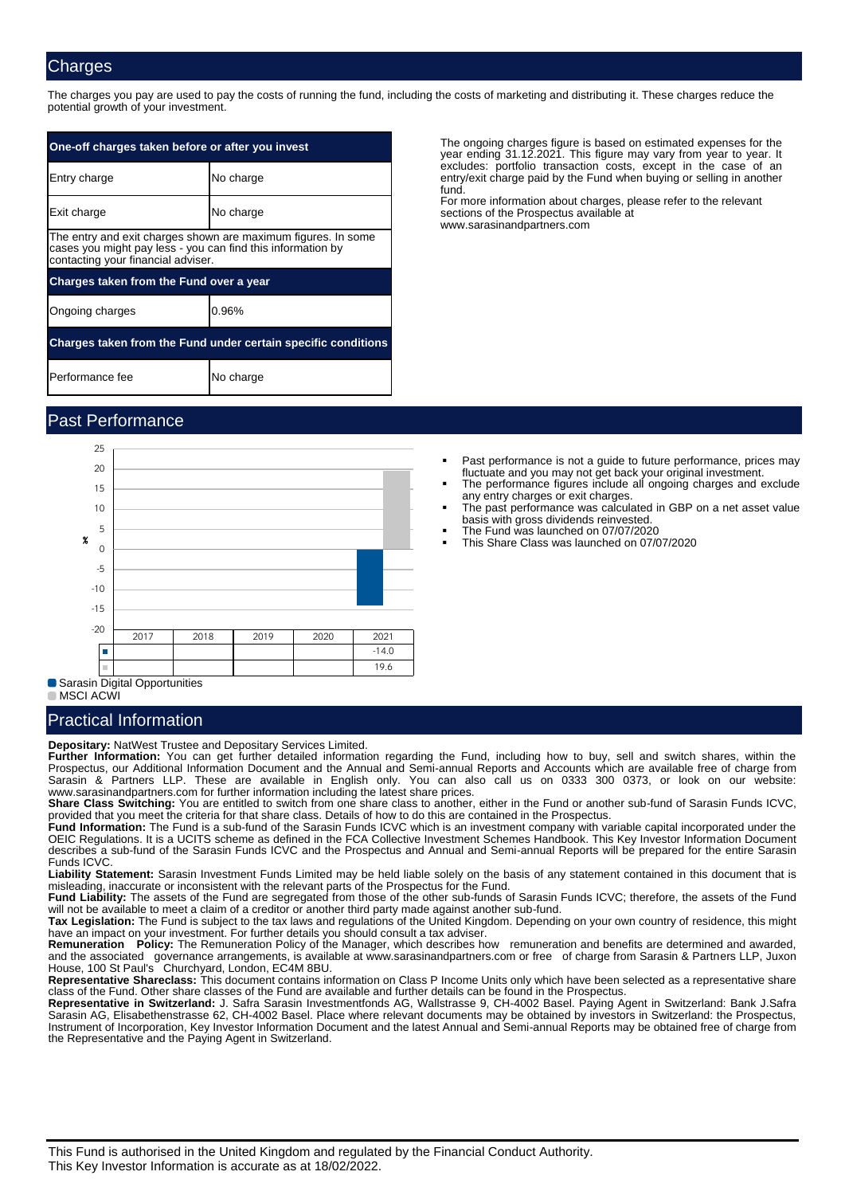## Charges

The charges you pay are used to pay the costs of running the fund, including the costs of marketing and distributing it. These charges reduce the potential growth of your investment.

| One-off charges taken before or after you invest | |
|---|---|
| Entry charge | No charge |
| Exit charge | No charge |
| The entry and exit charges shown are maximum figures. In some cases you might pay less - you can find this information by contacting your financial adviser. | |
| **Charges taken from the Fund over a year** | |
| Ongoing charges | 0.96% |
| **Charges taken from the Fund under certain specific conditions** | |
| Performance fee | No charge |

The ongoing charges figure is based on estimated expenses for the year ending 31.12.2021. This figure may vary from year to year. It excludes: portfolio transaction costs, except in the case of an entry/exit charge paid by the Fund when buying or selling in another fund.

For more information about charges, please refer to the relevant sections of the Prospectus available at www.sarasinandpartners.com

## Past Performance

25
20
15
10
5
%
0
-5
-10
-15
-20

2017 2018 2019 2020 2021

-14.0

19.6

Sarasin Digital Opportunities

MSCI ACWI

- Past performance is not a guide to future performance, prices may fluctuate and you may not get back your original investment.
- The performance figures include all ongoing charges and exclude any entry charges or exit charges.
- The past performance was calculated in GBP on a net asset value basis with gross dividends reinvested.
- The Fund was launched on 07/07/2020
- This Share Class was launched on 07/07/2020

## Practical Information

**Depositary:** NatWest Trustee and Depositary Services Limited.

**Further Information:** You can get further detailed information regarding the Fund, including how to buy, sell and switch shares, within the Prospectus, our Additional Information Document and the Annual and Semi-annual Reports and Accounts which are available free of charge from Sarasin & Partners LLP. These are available in English only. You can also call us on 0333 300 0373, or look on our website: www.sarasinandpartners.com for further information including the latest share prices.

**Share Class Switching:** You are entitled to switch from one share class to another, either in the Fund or another sub-fund of Sarasin Funds ICVC, provided that you meet the criteria for that share class. Details of how to do this are contained in the Prospectus.

**Fund Information:** The Fund is a sub-fund of the Sarasin Funds ICVC which is an investment company with variable capital incorporated under the OEIC Regulations. It is a UCITS scheme as defined in the FCA Collective Investment Schemes Handbook. This Key Investor Information Document describes a sub-fund of the Sarasin Funds ICVC and the Prospectus and Annual and Semi-annual Reports will be prepared for the entire Sarasin Funds ICVC.

**Liability Statement:** Sarasin Investment Funds Limited may be held liable solely on the basis of any statement contained in this document that is misleading, inaccurate or inconsistent with the relevant parts of the Prospectus for the Fund.

**Fund Liability:** The assets of the Fund are segregated from those of the other sub-funds of Sarasin Funds ICVC; therefore, the assets of the Fund will not be available to meet a claim of a creditor or another third party made against another sub-fund.

**Tax Legislation:** The Fund is subject to the tax laws and regulations of the United Kingdom. Depending on your own country of residence, this might have an impact on your investment. For further details you should consult a tax adviser.

**Remuneration Policy:** The Remuneration Policy of the Manager, which describes how remuneration and benefits are determined and awarded, and the associated governance arrangements, is available at www.sarasinandpartners.com or free of charge from Sarasin & Partners LLP, Juxon House, 100 St Paul's Churchyard, London, EC4M 8BU.

**Representative Shareclass:** This document contains information on Class P Income Units only which have been selected as a representative share class of the Fund. Other share classes of the Fund are available and further details can be found in the Prospectus.

**Representative in Switzerland:** J. Safra Sarasin Investmentfonds AG, Wallstrasse 9, CH-4002 Basel. Paying Agent in Switzerland: Bank J.Safra Sarasin AG, Elisabethenstrasse 62, CH-4002 Basel. Place where relevant documents may be obtained by investors in Switzerland: the Prospectus, Instrument of Incorporation, Key Investor Information Document and the latest Annual and Semi-annual Reports may be obtained free of charge from the Representative and the Paying Agent in Switzerland.

This Fund is authorised in the United Kingdom and regulated by the Financial Conduct Authority.
This Key Investor Information is accurate as at 18/02/2022.